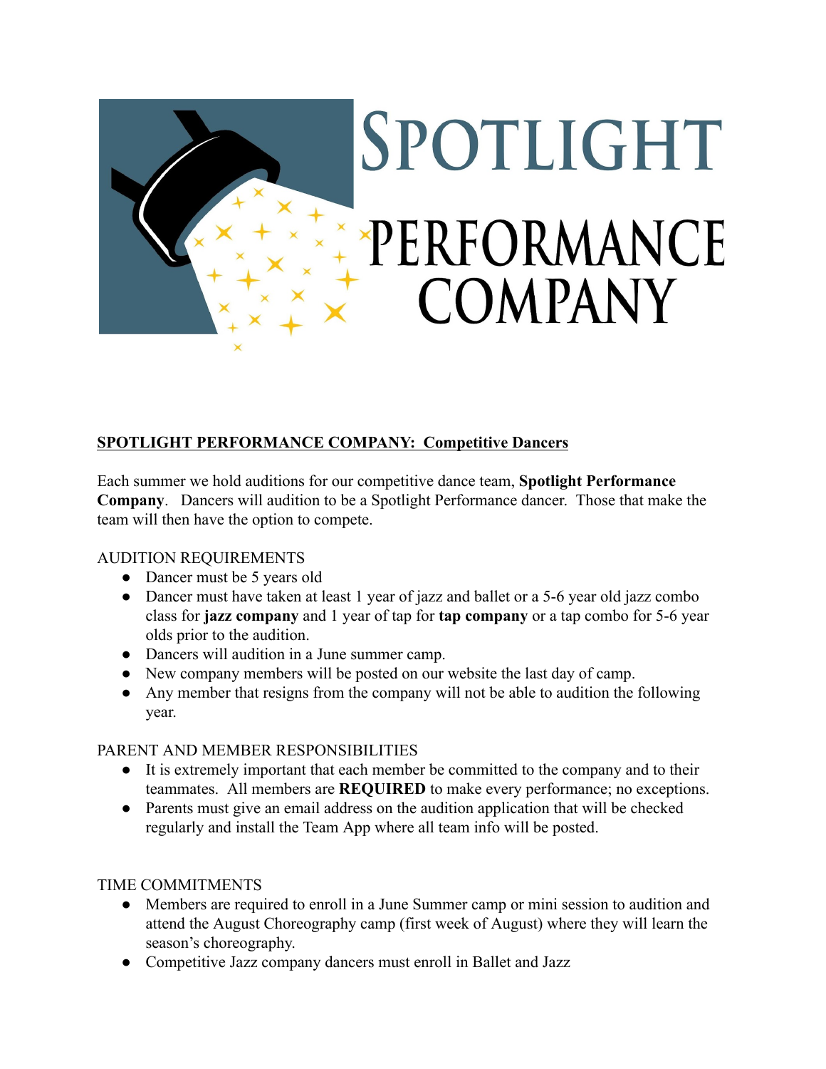# SPOTLIGHT PERFORMANCE COMPANY

## SPOTLIGHT PERFORMANCE COMPANY: Competitive Dancers

Each summer we hold auditions for our competitive dance team, **Spotlight Performance Company**. Dancers will audition to be a Spotlight Performance dancer. Those that make the team will then have the option to compete.

AUDITION REQUIREMENTS

- Dancer must be 5 years old
- Dancer must have taken at least 1 year of jazz and ballet or a 5-6 year old jazz combo class for **jazz company** and 1 year of tap for **tap company** or a tap combo for 5-6 year olds prior to the audition.
- Dancers will audition in a June summer camp.
- New company members will be posted on our website the last day of camp.
- Any member that resigns from the company will not be able to audition the following year.

PARENT AND MEMBER RESPONSIBILITIES

- It is extremely important that each member be committed to the company and to their teammates. All members are **REQUIRED** to make every performance; no exceptions.
- Parents must give an email address on the audition application that will be checked regularly and install the Team App where all team info will be posted.

TIME COMMITMENTS

- Members are required to enroll in a June Summer camp or mini session to audition and attend the August Choreography camp (first week of August) where they will learn the season's choreography.
- Competitive Jazz company dancers must enroll in Ballet and Jazz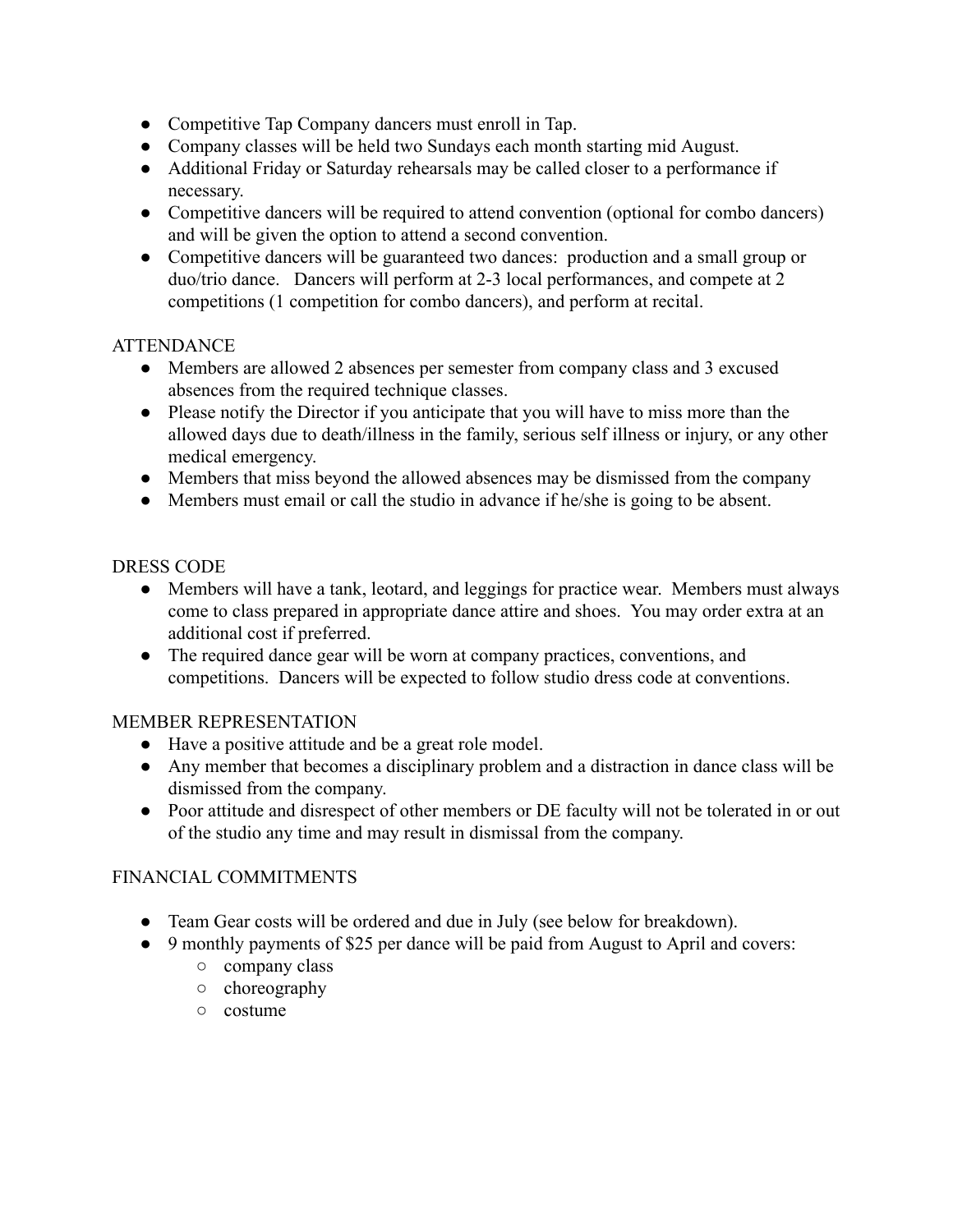- Competitive Tap Company dancers must enroll in Tap.
- Company classes will be held two Sundays each month starting mid August.
- Additional Friday or Saturday rehearsals may be called closer to a performance if necessary.
- Competitive dancers will be required to attend convention (optional for combo dancers) and will be given the option to attend a second convention.
- Competitive dancers will be guaranteed two dances:  production and a small group or duo/trio dance.   Dancers will perform at 2-3 local performances, and compete at 2 competitions (1 competition for combo dancers), and perform at recital.

ATTENDANCE

- Members are allowed 2 absences per semester from company class and 3 excused absences from the required technique classes.
- Please notify the Director if you anticipate that you will have to miss more than the allowed days due to death/illness in the family, serious self illness or injury, or any other medical emergency.
- Members that miss beyond the allowed absences may be dismissed from the company
- Members must email or call the studio in advance if he/she is going to be absent.

DRESS CODE

- Members will have a tank, leotard, and leggings for practice wear.  Members must always come to class prepared in appropriate dance attire and shoes.  You may order extra at an additional cost if preferred.
- The required dance gear will be worn at company practices, conventions, and competitions.  Dancers will be expected to follow studio dress code at conventions.

MEMBER REPRESENTATION

- Have a positive attitude and be a great role model.
- Any member that becomes a disciplinary problem and a distraction in dance class will be dismissed from the company.
- Poor attitude and disrespect of other members or DE faculty will not be tolerated in or out of the studio any time and may result in dismissal from the company.

FINANCIAL COMMITMENTS

- Team Gear costs will be ordered and due in July (see below for breakdown).
- 9 monthly payments of $25 per dance will be paid from August to April and covers:
    - company class
    - choreography
    - costume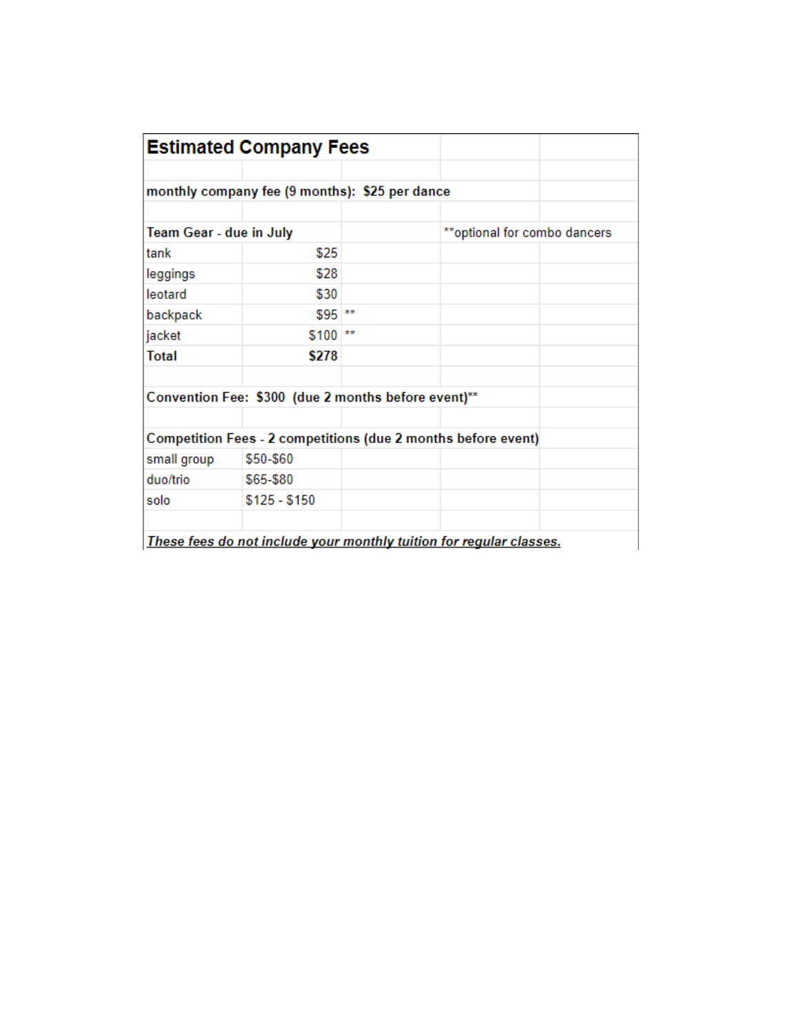## Estimated Company Fees

**monthly company fee (9 months): $25 per dance**

| **Team Gear - due in July** | | | **optional for combo dancers |
|---|---|---|---|
| tank | $25 | | |
| leggings | $28 | | |
| leotard | $30 | | |
| backpack | $95 | ** | |
| jacket | $100 | ** | |
| **Total** | **$278** | | |

**Convention Fee: $300 (due 2 months before event)****

| **Competition Fees - 2 competitions (due 2 months before event)** | |
|---|---|
| small group | $50-$60 |
| duo/trio | $65-$80 |
| solo | $125 - $150 |

***These fees do not include your monthly tuition for regular classes.***